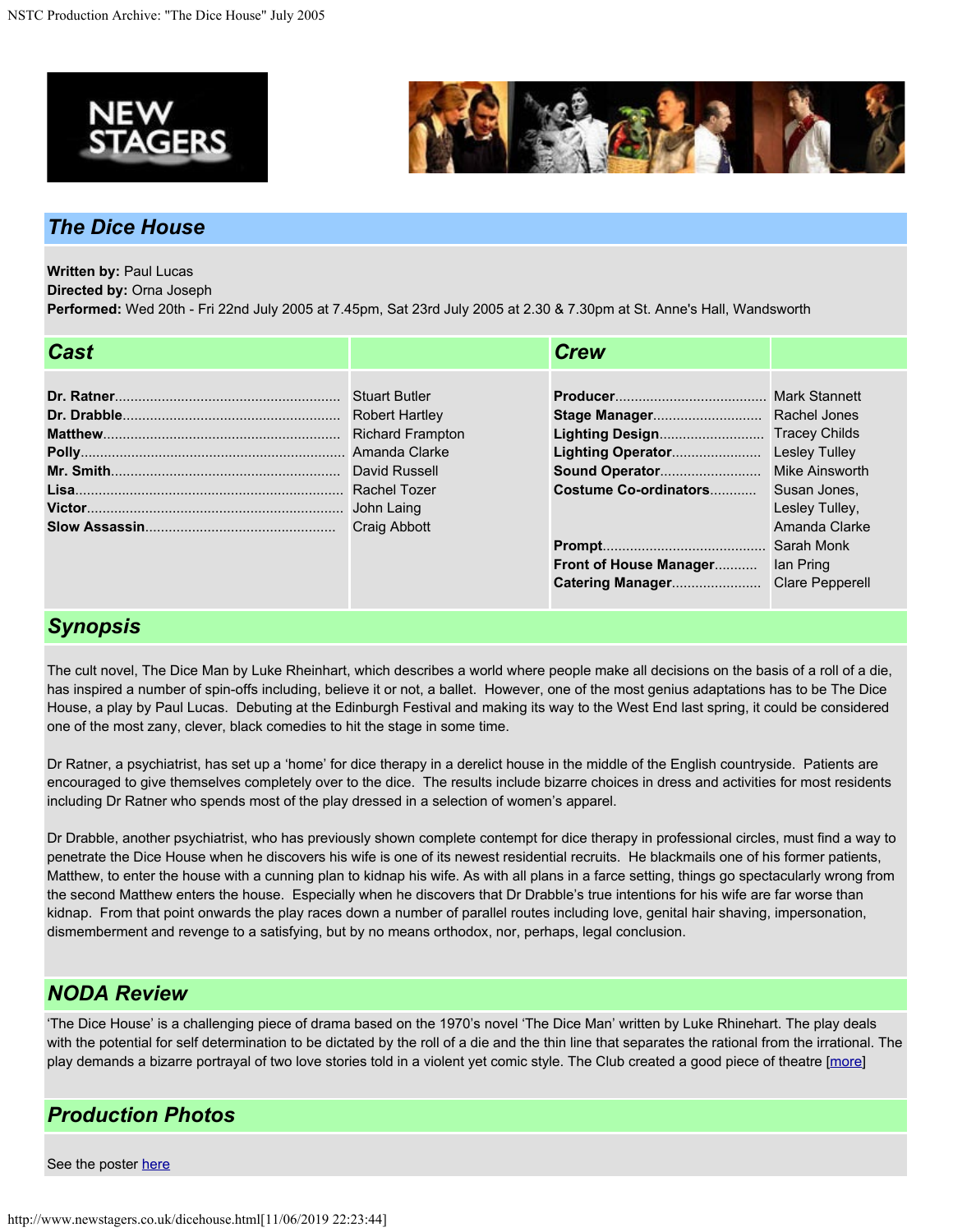# The Dice House

**Written by:** Paul Lucas
**Directed by:** Orna Joseph
**Performed:** Wed 20th - Fri 22nd July 2005 at 7.45pm, Sat 23rd July 2005 at 2.30 & 7.30pm at St. Anne's Hall, Wandsworth

## Cast

| Role | Actor |
|---|---|
| **Dr. Ratner** | Stuart Butler |
| **Dr. Drabble** | Robert Hartley |
| **Matthew** | Richard Frampton |
| **Polly** | Amanda Clarke |
| **Mr. Smith** | David Russell |
| **Lisa** | Rachel Tozer |
| **Victor** | John Laing |
| **Slow Assassin** | Craig Abbott |

## Crew

| Role | Name |
|---|---|
| **Producer** | Mark Stannett |
| **Stage Manager** | Rachel Jones |
| **Lighting Design** | Tracey Childs |
| **Lighting Operator** | Lesley Tulley |
| **Sound Operator** | Mike Ainsworth |
| **Costume Co-ordinators** | Susan Jones, Lesley Tulley, Amanda Clarke |
| **Prompt** | Sarah Monk |
| **Front of House Manager** | Ian Pring |
| **Catering Manager** | Clare Pepperell |

## Synopsis

The cult novel, The Dice Man by Luke Rheinhart, which describes a world where people make all decisions on the basis of a roll of a die, has inspired a number of spin-offs including, believe it or not, a ballet. However, one of the most genius adaptations has to be The Dice House, a play by Paul Lucas. Debuting at the Edinburgh Festival and making its way to the West End last spring, it could be considered one of the most zany, clever, black comedies to hit the stage in some time.

Dr Ratner, a psychiatrist, has set up a 'home' for dice therapy in a derelict house in the middle of the English countryside. Patients are encouraged to give themselves completely over to the dice. The results include bizarre choices in dress and activities for most residents including Dr Ratner who spends most of the play dressed in a selection of women's apparel.

Dr Drabble, another psychiatrist, who has previously shown complete contempt for dice therapy in professional circles, must find a way to penetrate the Dice House when he discovers his wife is one of its newest residential recruits. He blackmails one of his former patients, Matthew, to enter the house with a cunning plan to kidnap his wife. As with all plans in a farce setting, things go spectacularly wrong from the second Matthew enters the house. Especially when he discovers that Dr Drabble's true intentions for his wife are far worse than kidnap. From that point onwards the play races down a number of parallel routes including love, genital hair shaving, impersonation, dismemberment and revenge to a satisfying, but by no means orthodox, nor, perhaps, legal conclusion.

## NODA Review

'The Dice House' is a challenging piece of drama based on the 1970's novel 'The Dice Man' written by Luke Rhinehart. The play deals with the potential for self determination to be dictated by the roll of a die and the thin line that separates the rational from the irrational. The play demands a bizarre portrayal of two love stories told in a violent yet comic style. The Club created a good piece of theatre [more]

## Production Photos

See the poster here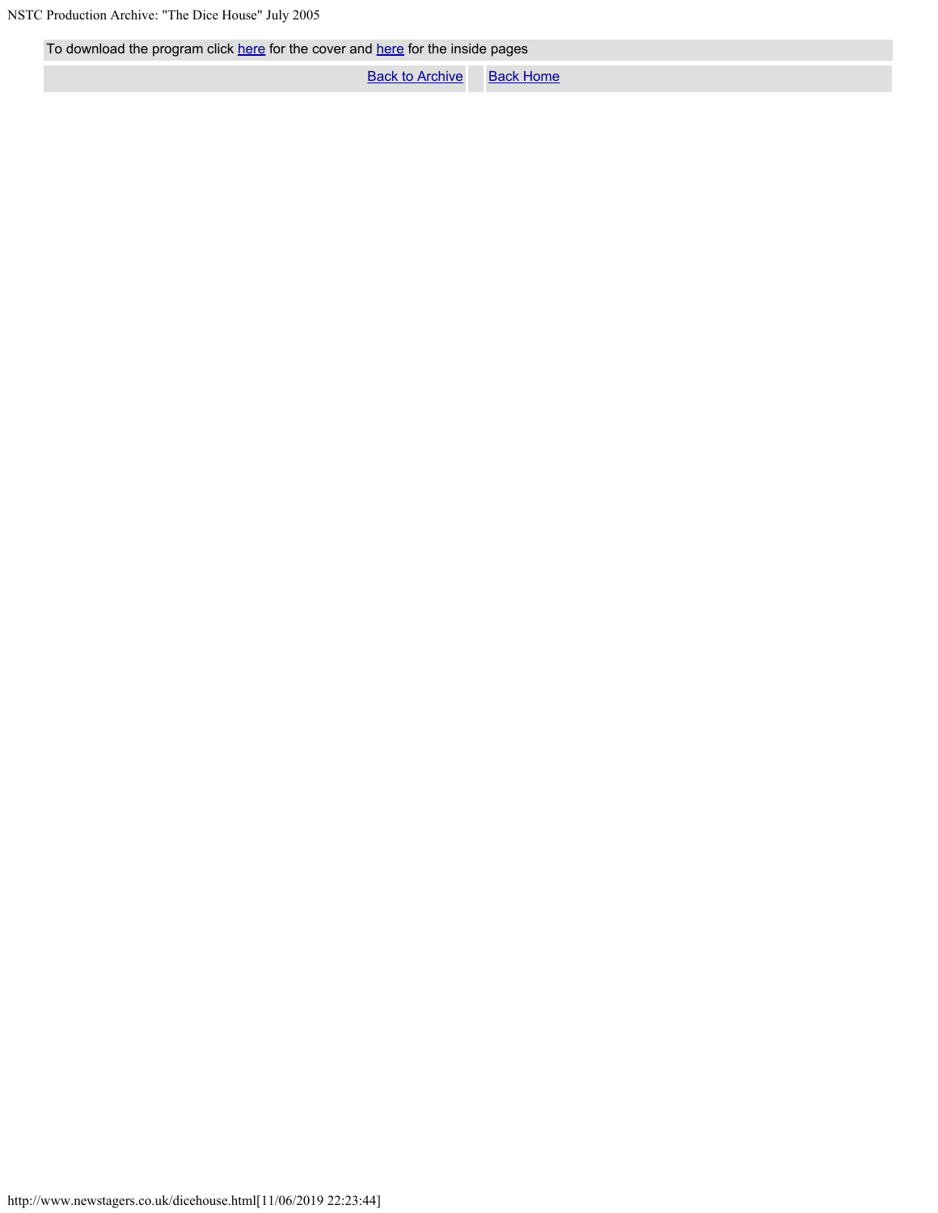To download the program click here for the cover and here for the inside pages

| | |
|---|---|
| Back to Archive | Back Home |